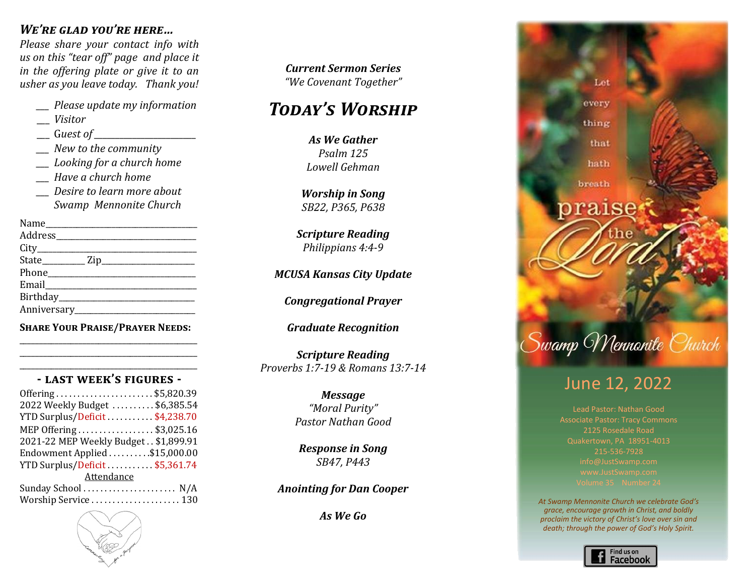## *We're glad you're here...*

*Please share your contact info with us on this "tear off" page and place it in the offering plate or give it to an usher as you leave today. Thank you!*

- ___ *Please update my information*
- ___ *Visitor*
- ___ *Guest of* ______________________
- ___ *New to the community*
- ___ *Looking for a church home*
- ___ *Have a church home*
- ___ *Desire to learn more about Swamp Mennonite Church*

Name________________________________

Address______________________________

City_________________________________

State_________ Zip____________________

Phone_______________________________

Email________________________________

Birthday_____________________________

Anniversary__________________________

**Share Your Praise/Prayer Needs:**

_____________________________________

_____________________________________

_____________________________________

### - Last Week's Figures -

| | |
|---|---|
| Offering | $5,820.39 |
| 2022 Weekly Budget | $6,385.54 |
| YTD Surplus/Deficit | $4,238.70 |
| MEP Offering | $3,025.16 |
| 2021-22 MEP Weekly Budget | $1,899.91 |
| Endowment Applied | $15,000.00 |
| YTD Surplus/Deficit | $5,361.74 |

Attendance

| | |
|---|---|
| Sunday School | N/A |
| Worship Service | 130 |

***Current Sermon Series***
*"We Covenant Together"*

## *Today's Worship*

***As We Gather***
*Psalm 125*
*Lowell Gehman*

***Worship in Song***
*SB22, P365, P638*

***Scripture Reading***
*Philippians 4:4-9*

***MCUSA Kansas City Update***

***Congregational Prayer***

***Graduate Recognition***

***Scripture Reading***
*Proverbs 1:7-19 & Romans 13:7-14*

***Message***
*"Moral Purity"*
*Pastor Nathan Good*

***Response in Song***
*SB47, P443*

***Anointing for Dan Cooper***

***As We Go***

Let every thing that hath breath praise the Lord

# Swamp Mennonite Church

## June 12, 2022

Lead Pastor: Nathan Good
Associate Pastor: Tracy Commons
2125 Rosedale Road
Quakertown, PA 18951-4013
215-536-7928
info@JustSwamp.com
www.JustSwamp.com
Volume 35 Number 24

*At Swamp Mennonite Church we celebrate God's grace, encourage growth in Christ, and boldly proclaim the victory of Christ's love over sin and death; through the power of God's Holy Spirit.*

Find us on Facebook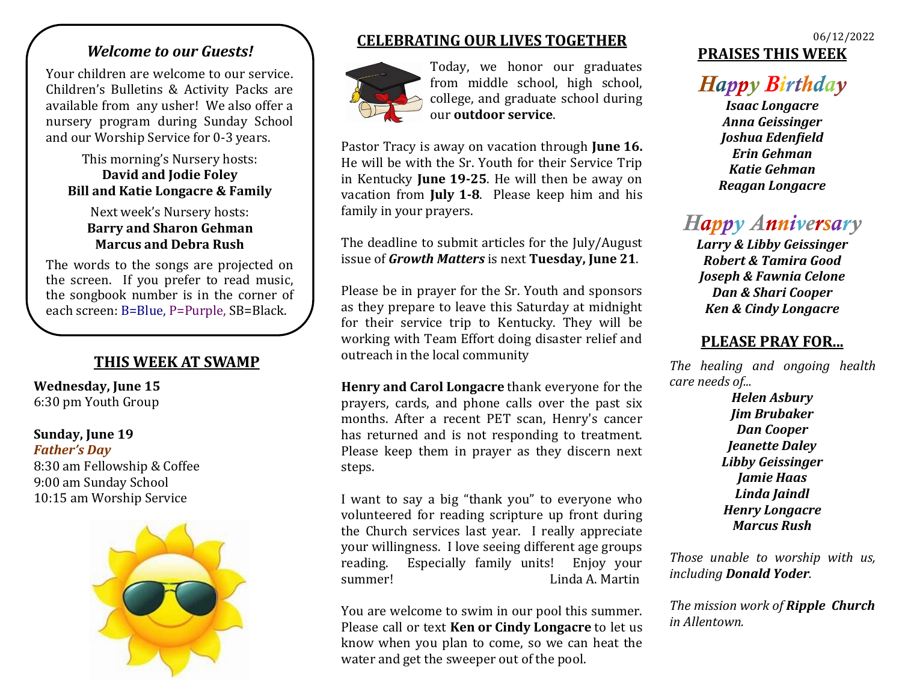### *Welcome to our Guests!*

Your children are welcome to our service. Children's Bulletins & Activity Packs are available from any usher! We also offer a nursery program during Sunday School and our Worship Service for 0-3 years.

This morning's Nursery hosts:
**David and Jodie Foley**
**Bill and Katie Longacre & Family**

Next week's Nursery hosts:
**Barry and Sharon Gehman**
**Marcus and Debra Rush**

The words to the songs are projected on the screen. If you prefer to read music, the songbook number is in the corner of each screen: B=Blue, P=Purple, SB=Black.

## THIS WEEK AT SWAMP

**Wednesday, June 15**
6:30 pm Youth Group

**Sunday, June 19**
***Father's Day***
8:30 am Fellowship & Coffee
9:00 am Sunday School
10:15 am Worship Service

## CELEBRATING OUR LIVES TOGETHER

Today, we honor our graduates from middle school, high school, college, and graduate school during our **outdoor service**.

Pastor Tracy is away on vacation through **June 16.** He will be with the Sr. Youth for their Service Trip in Kentucky **June 19-25**. He will then be away on vacation from **July 1-8**. Please keep him and his family in your prayers.

The deadline to submit articles for the July/August issue of ***Growth Matters*** is next **Tuesday, June 21**.

Please be in prayer for the Sr. Youth and sponsors as they prepare to leave this Saturday at midnight for their service trip to Kentucky. They will be working with Team Effort doing disaster relief and outreach in the local community

**Henry and Carol Longacre** thank everyone for the prayers, cards, and phone calls over the past six months. After a recent PET scan, Henry's cancer has returned and is not responding to treatment. Please keep them in prayer as they discern next steps.

I want to say a big "thank you" to everyone who volunteered for reading scripture up front during the Church services last year. I really appreciate your willingness. I love seeing different age groups reading. Especially family units! Enjoy your summer! Linda A. Martin

You are welcome to swim in our pool this summer. Please call or text **Ken or Cindy Longacre** to let us know when you plan to come, so we can heat the water and get the sweeper out of the pool.

06/12/2022

## PRAISES THIS WEEK

### *Happy Birthday*

***Isaac Longacre***
***Anna Geissinger***
***Joshua Edenfield***
***Erin Gehman***
***Katie Gehman***
***Reagan Longacre***

### *Happy Anniversary*

***Larry & Libby Geissinger***
***Robert & Tamira Good***
***Joseph & Fawnia Celone***
***Dan & Shari Cooper***
***Ken & Cindy Longacre***

## PLEASE PRAY FOR...

*The healing and ongoing health care needs of...*

***Helen Asbury***
***Jim Brubaker***
***Dan Cooper***
***Jeanette Daley***
***Libby Geissinger***
***Jamie Haas***
***Linda Jaindl***
***Henry Longacre***
***Marcus Rush***

*Those unable to worship with us, including **Donald Yoder**.*

*The mission work of **Ripple Church** in Allentown.*